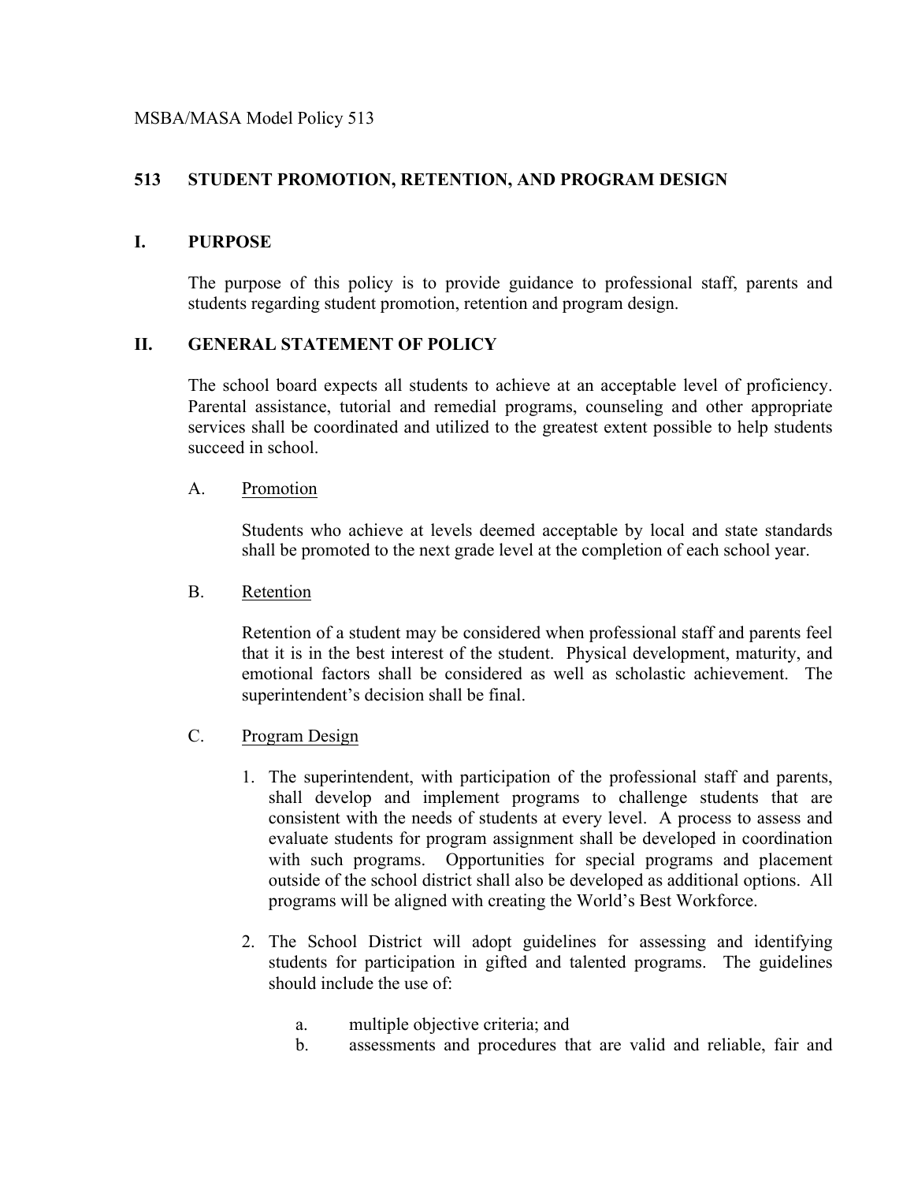MSBA/MASA Model Policy 513

# 513 STUDENT PROMOTION, RETENTION, AND PROGRAM DESIGN

## I. PURPOSE

The purpose of this policy is to provide guidance to professional staff, parents and students regarding student promotion, retention and program design.

## II. GENERAL STATEMENT OF POLICY

The school board expects all students to achieve at an acceptable level of proficiency. Parental assistance, tutorial and remedial programs, counseling and other appropriate services shall be coordinated and utilized to the greatest extent possible to help students succeed in school.

A. Promotion

Students who achieve at levels deemed acceptable by local and state standards shall be promoted to the next grade level at the completion of each school year.

B. Retention

Retention of a student may be considered when professional staff and parents feel that it is in the best interest of the student. Physical development, maturity, and emotional factors shall be considered as well as scholastic achievement. The superintendent's decision shall be final.

C. Program Design

1. The superintendent, with participation of the professional staff and parents, shall develop and implement programs to challenge students that are consistent with the needs of students at every level. A process to assess and evaluate students for program assignment shall be developed in coordination with such programs. Opportunities for special programs and placement outside of the school district shall also be developed as additional options. All programs will be aligned with creating the World's Best Workforce.

2. The School District will adopt guidelines for assessing and identifying students for participation in gifted and talented programs. The guidelines should include the use of:

   a. multiple objective criteria; and
   b. assessments and procedures that are valid and reliable, fair and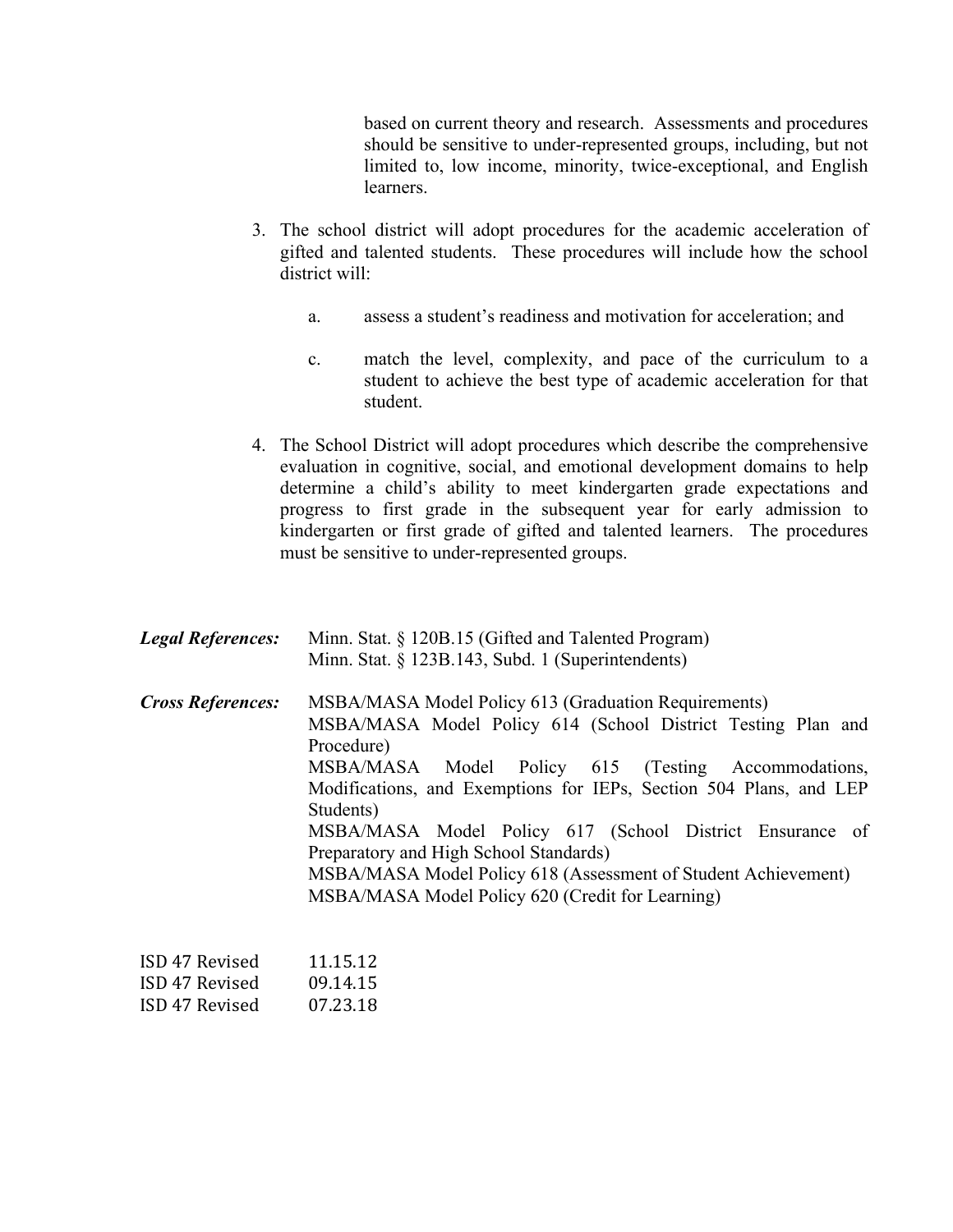based on current theory and research. Assessments and procedures should be sensitive to under-represented groups, including, but not limited to, low income, minority, twice-exceptional, and English learners.

3. The school district will adopt procedures for the academic acceleration of gifted and talented students. These procedures will include how the school district will:

   a. assess a student's readiness and motivation for acceleration; and

   c. match the level, complexity, and pace of the curriculum to a student to achieve the best type of academic acceleration for that student.

4. The School District will adopt procedures which describe the comprehensive evaluation in cognitive, social, and emotional development domains to help determine a child's ability to meet kindergarten grade expectations and progress to first grade in the subsequent year for early admission to kindergarten or first grade of gifted and talented learners. The procedures must be sensitive to under-represented groups.

***Legal References:*** Minn. Stat. § 120B.15 (Gifted and Talented Program)
Minn. Stat. § 123B.143, Subd. 1 (Superintendents)

***Cross References:*** MSBA/MASA Model Policy 613 (Graduation Requirements)
MSBA/MASA Model Policy 614 (School District Testing Plan and Procedure)
MSBA/MASA Model Policy 615 (Testing Accommodations, Modifications, and Exemptions for IEPs, Section 504 Plans, and LEP Students)
MSBA/MASA Model Policy 617 (School District Ensurance of Preparatory and High School Standards)
MSBA/MASA Model Policy 618 (Assessment of Student Achievement)
MSBA/MASA Model Policy 620 (Credit for Learning)

ISD 47 Revised 11.15.12
ISD 47 Revised 09.14.15
ISD 47 Revised 07.23.18